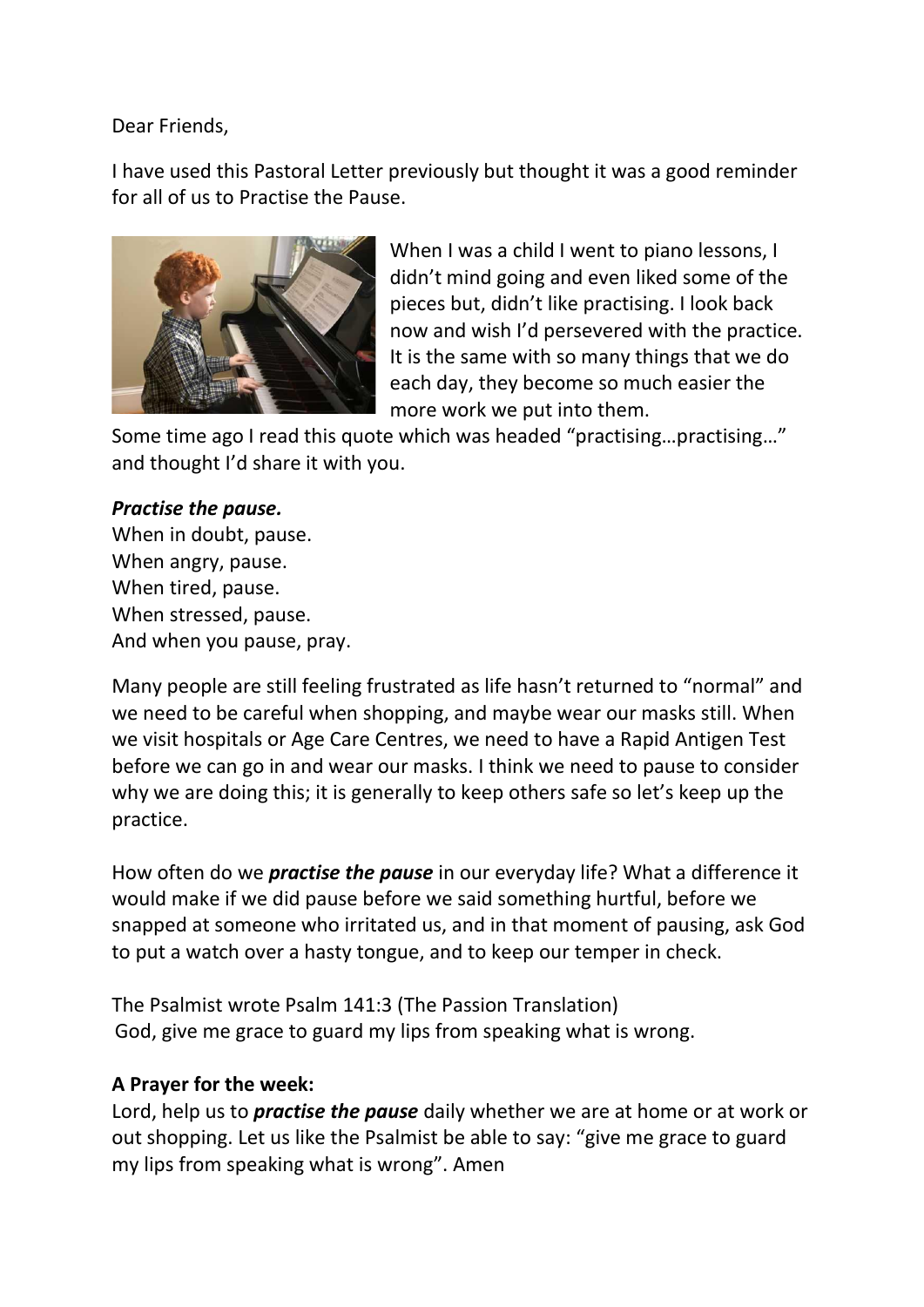Dear Friends,

I have used this Pastoral Letter previously but thought it was a good reminder for all of us to Practise the Pause.

When I was a child I went to piano lessons, I didn't mind going and even liked some of the pieces but, didn't like practising. I look back now and wish I'd persevered with the practice. It is the same with so many things that we do each day, they become so much easier the more work we put into them.

Some time ago I read this quote which was headed "practising…practising…" and thought I'd share it with you.

***Practise the pause.***
When in doubt, pause.
When angry, pause.
When tired, pause.
When stressed, pause.
And when you pause, pray.

Many people are still feeling frustrated as life hasn't returned to "normal" and we need to be careful when shopping, and maybe wear our masks still. When we visit hospitals or Age Care Centres, we need to have a Rapid Antigen Test before we can go in and wear our masks. I think we need to pause to consider why we are doing this; it is generally to keep others safe so let's keep up the practice.

How often do we ***practise the pause*** in our everyday life? What a difference it would make if we did pause before we said something hurtful, before we snapped at someone who irritated us, and in that moment of pausing, ask God to put a watch over a hasty tongue, and to keep our temper in check.

The Psalmist wrote Psalm 141:3 (The Passion Translation)
God, give me grace to guard my lips from speaking what is wrong.

**A Prayer for the week:**
Lord, help us to ***practise the pause*** daily whether we are at home or at work or out shopping. Let us like the Psalmist be able to say: "give me grace to guard my lips from speaking what is wrong". Amen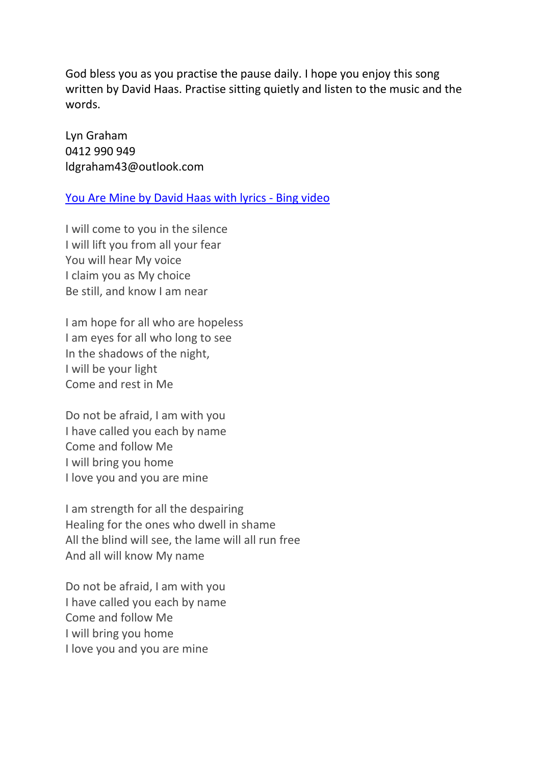God bless you as you practise the pause daily. I hope you enjoy this song written by David Haas. Practise sitting quietly and listen to the music and the words.

Lyn Graham  
0412 990 949  
ldgraham43@outlook.com

[You Are Mine by David Haas with lyrics - Bing video]

I will come to you in the silence  
I will lift you from all your fear  
You will hear My voice  
I claim you as My choice  
Be still, and know I am near

I am hope for all who are hopeless  
I am eyes for all who long to see  
In the shadows of the night,  
I will be your light  
Come and rest in Me

Do not be afraid, I am with you  
I have called you each by name  
Come and follow Me  
I will bring you home  
I love you and you are mine

I am strength for all the despairing  
Healing for the ones who dwell in shame  
All the blind will see, the lame will all run free  
And all will know My name

Do not be afraid, I am with you  
I have called you each by name  
Come and follow Me  
I will bring you home  
I love you and you are mine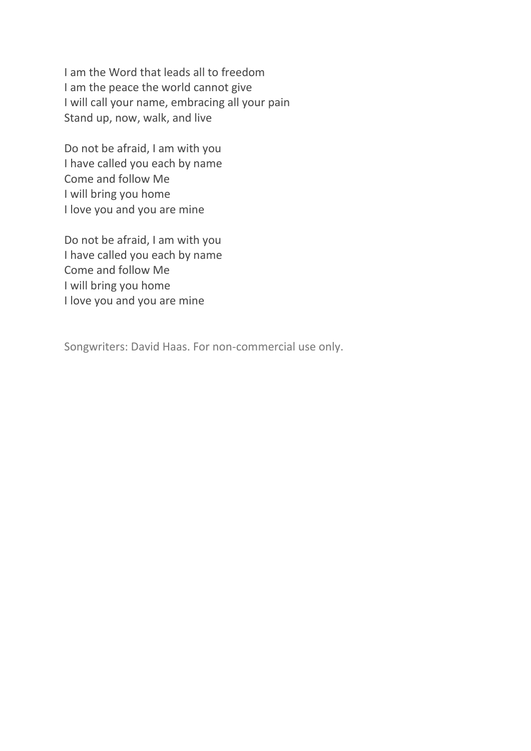I am the Word that leads all to freedom
I am the peace the world cannot give
I will call your name, embracing all your pain
Stand up, now, walk, and live

Do not be afraid, I am with you
I have called you each by name
Come and follow Me
I will bring you home
I love you and you are mine

Do not be afraid, I am with you
I have called you each by name
Come and follow Me
I will bring you home
I love you and you are mine

Songwriters: David Haas. For non-commercial use only.